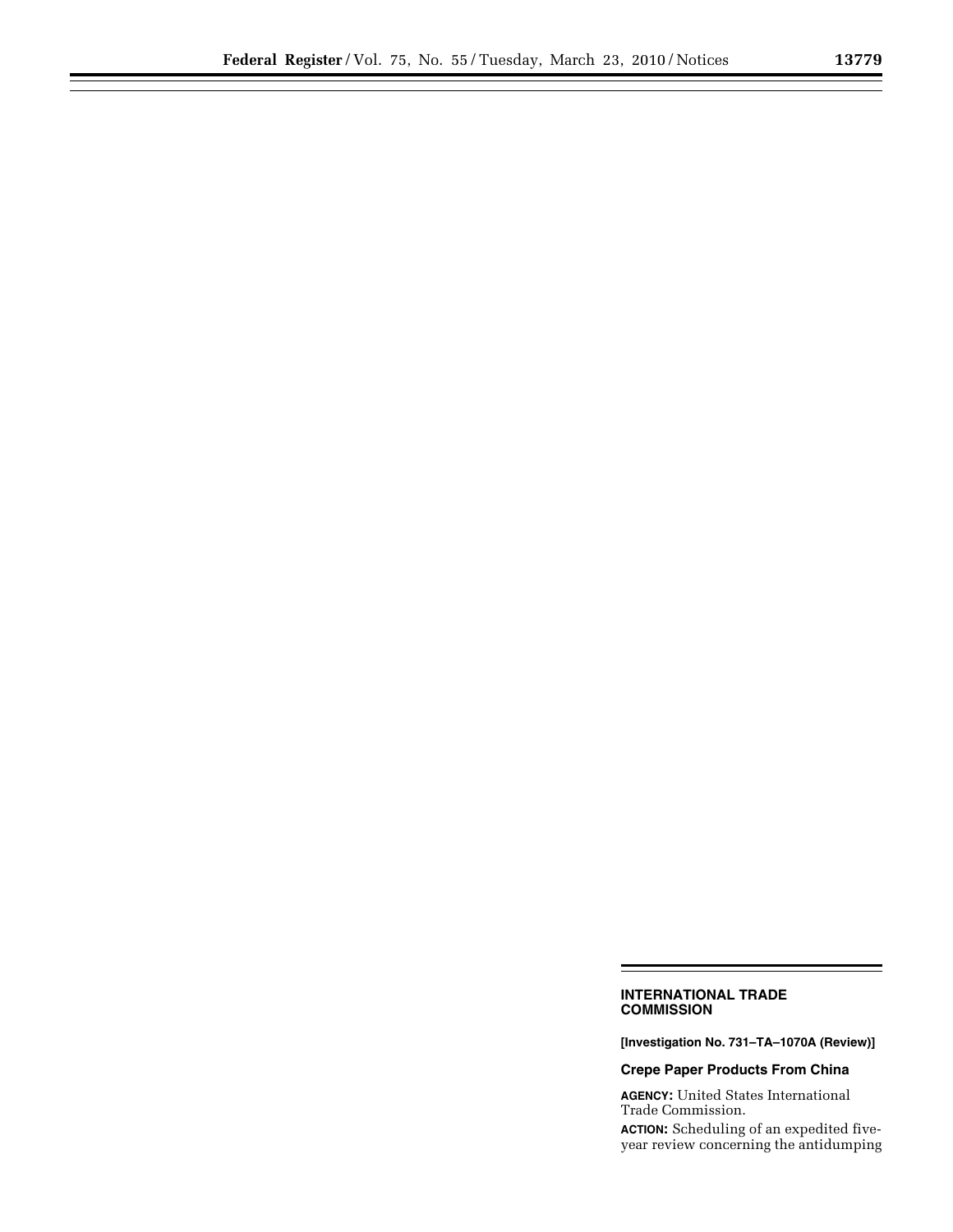## INTERNATIONAL TRADE COMMISSION

**[Investigation No. 731–TA–1070A (Review)]**

### Crepe Paper Products From China

**AGENCY:** United States International Trade Commission.

**ACTION:** Scheduling of an expedited five-year review concerning the antidumping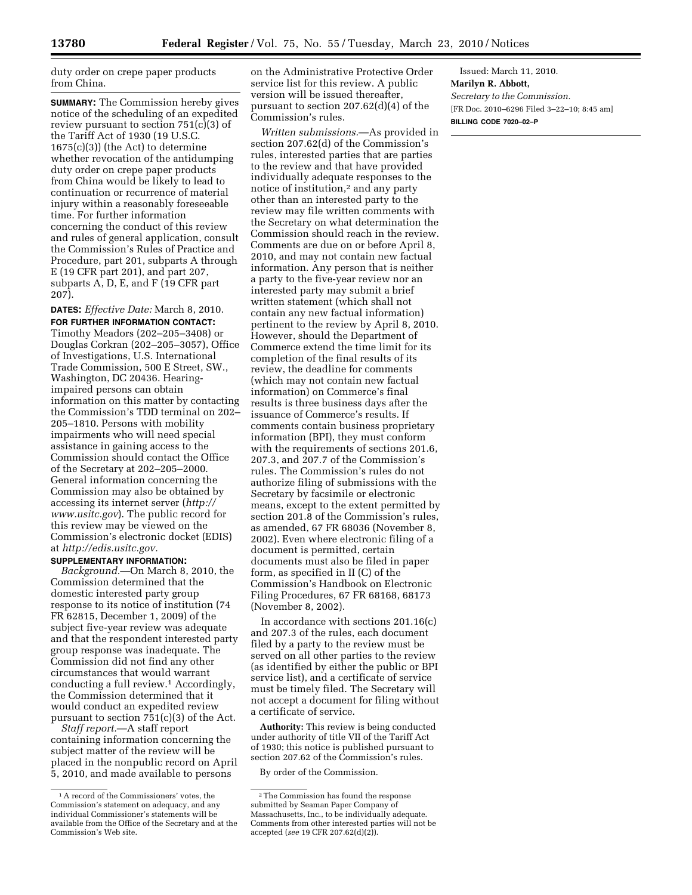duty order on crepe paper products from China.

**SUMMARY:** The Commission hereby gives notice of the scheduling of an expedited review pursuant to section 751(c)(3) of the Tariff Act of 1930 (19 U.S.C. 1675(c)(3)) (the Act) to determine whether revocation of the antidumping duty order on crepe paper products from China would be likely to lead to continuation or recurrence of material injury within a reasonably foreseeable time. For further information concerning the conduct of this review and rules of general application, consult the Commission's Rules of Practice and Procedure, part 201, subparts A through E (19 CFR part 201), and part 207, subparts A, D, E, and F (19 CFR part 207).

**DATES:** *Effective Date:* March 8, 2010.

**FOR FURTHER INFORMATION CONTACT:** Timothy Meadors (202–205–3408) or Douglas Corkran (202–205–3057), Office of Investigations, U.S. International Trade Commission, 500 E Street, SW., Washington, DC 20436. Hearing-impaired persons can obtain information on this matter by contacting the Commission's TDD terminal on 202–205–1810. Persons with mobility impairments who will need special assistance in gaining access to the Commission should contact the Office of the Secretary at 202–205–2000. General information concerning the Commission may also be obtained by accessing its internet server (*http://www.usitc.gov*). The public record for this review may be viewed on the Commission's electronic docket (EDIS) at *http://edis.usitc.gov.*

**SUPPLEMENTARY INFORMATION:**

*Background.*—On March 8, 2010, the Commission determined that the domestic interested party group response to its notice of institution (74 FR 62815, December 1, 2009) of the subject five-year review was adequate and that the respondent interested party group response was inadequate. The Commission did not find any other circumstances that would warrant conducting a full review.[1] Accordingly, the Commission determined that it would conduct an expedited review pursuant to section 751(c)(3) of the Act.

*Staff report.*—A staff report containing information concerning the subject matter of the review will be placed in the nonpublic record on April 5, 2010, and made available to persons on the Administrative Protective Order service list for this review. A public version will be issued thereafter, pursuant to section 207.62(d)(4) of the Commission's rules.

*Written submissions.*—As provided in section 207.62(d) of the Commission's rules, interested parties that are parties to the review and that have provided individually adequate responses to the notice of institution,[2] and any party other than an interested party to the review may file written comments with the Secretary on what determination the Commission should reach in the review. Comments are due on or before April 8, 2010, and may not contain new factual information. Any person that is neither a party to the five-year review nor an interested party may submit a brief written statement (which shall not contain any new factual information) pertinent to the review by April 8, 2010. However, should the Department of Commerce extend the time limit for its completion of the final results of its review, the deadline for comments (which may not contain new factual information) on Commerce's final results is three business days after the issuance of Commerce's results. If comments contain business proprietary information (BPI), they must conform with the requirements of sections 201.6, 207.3, and 207.7 of the Commission's rules. The Commission's rules do not authorize filing of submissions with the Secretary by facsimile or electronic means, except to the extent permitted by section 201.8 of the Commission's rules, as amended, 67 FR 68036 (November 8, 2002). Even where electronic filing of a document is permitted, certain documents must also be filed in paper form, as specified in II (C) of the Commission's Handbook on Electronic Filing Procedures, 67 FR 68168, 68173 (November 8, 2002).

In accordance with sections 201.16(c) and 207.3 of the rules, each document filed by a party to the review must be served on all other parties to the review (as identified by either the public or BPI service list), and a certificate of service must be timely filed. The Secretary will not accept a document for filing without a certificate of service.

**Authority:** This review is being conducted under authority of title VII of the Tariff Act of 1930; this notice is published pursuant to section 207.62 of the Commission's rules.

By order of the Commission.

Issued: March 11, 2010.

**Marilyn R. Abbott,**

*Secretary to the Commission.*

[FR Doc. 2010–6296 Filed 3–22–10; 8:45 am]

**BILLING CODE 7020–02–P**

[1] A record of the Commissioners' votes, the Commission's statement on adequacy, and any individual Commissioner's statements will be available from the Office of the Secretary and at the Commission's Web site.

[2] The Commission has found the response submitted by Seaman Paper Company of Massachusetts, Inc., to be individually adequate. Comments from other interested parties will not be accepted (*see* 19 CFR 207.62(d)(2)).